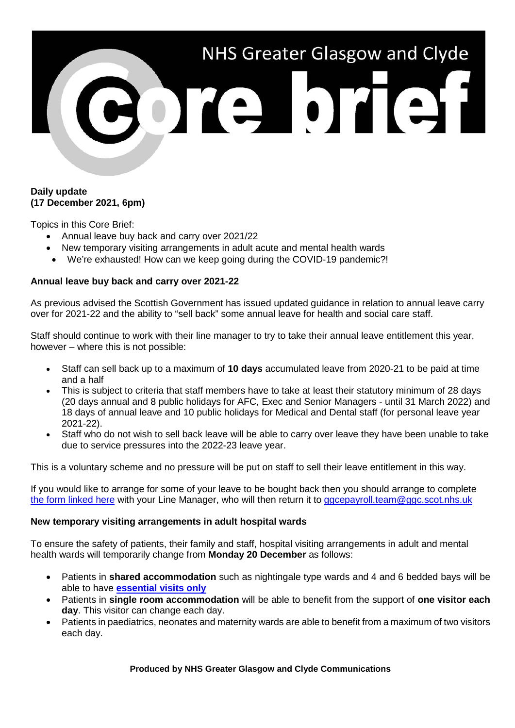# NHS Greater Glasgow and Clyde Core brief

**Daily update**
**(17 December 2021, 6pm)**

Topics in this Core Brief:

- Annual leave buy back and carry over 2021/22
- New temporary visiting arrangements in adult acute and mental health wards
- We're exhausted! How can we keep going during the COVID-19 pandemic?!

## Annual leave buy back and carry over 2021-22

As previous advised the Scottish Government has issued updated guidance in relation to annual leave carry over for 2021-22 and the ability to "sell back" some annual leave for health and social care staff.

Staff should continue to work with their line manager to try to take their annual leave entitlement this year, however – where this is not possible:

- Staff can sell back up to a maximum of **10 days** accumulated leave from 2020-21 to be paid at time and a half
- This is subject to criteria that staff members have to take at least their statutory minimum of 28 days (20 days annual and 8 public holidays for AFC, Exec and Senior Managers - until 31 March 2022) and 18 days of annual leave and 10 public holidays for Medical and Dental staff (for personal leave year 2021-22).
- Staff who do not wish to sell back leave will be able to carry over leave they have been unable to take due to service pressures into the 2022-23 leave year.

This is a voluntary scheme and no pressure will be put on staff to sell their leave entitlement in this way.

If you would like to arrange for some of your leave to be bought back then you should arrange to complete [the form linked here]() with your Line Manager, who will then return it to [ggcepayroll.team@ggc.scot.nhs.uk](mailto:ggcepayroll.team@ggc.scot.nhs.uk)

## New temporary visiting arrangements in adult hospital wards

To ensure the safety of patients, their family and staff, hospital visiting arrangements in adult and mental health wards will temporarily change from **Monday 20 December** as follows:

- Patients in **shared accommodation** such as nightingale type wards and 4 and 6 bedded bays will be able to have **[essential visits only]()**
- Patients in **single room accommodation** will be able to benefit from the support of **one visitor each day**. This visitor can change each day.
- Patients in paediatrics, neonates and maternity wards are able to benefit from a maximum of two visitors each day.

**Produced by NHS Greater Glasgow and Clyde Communications**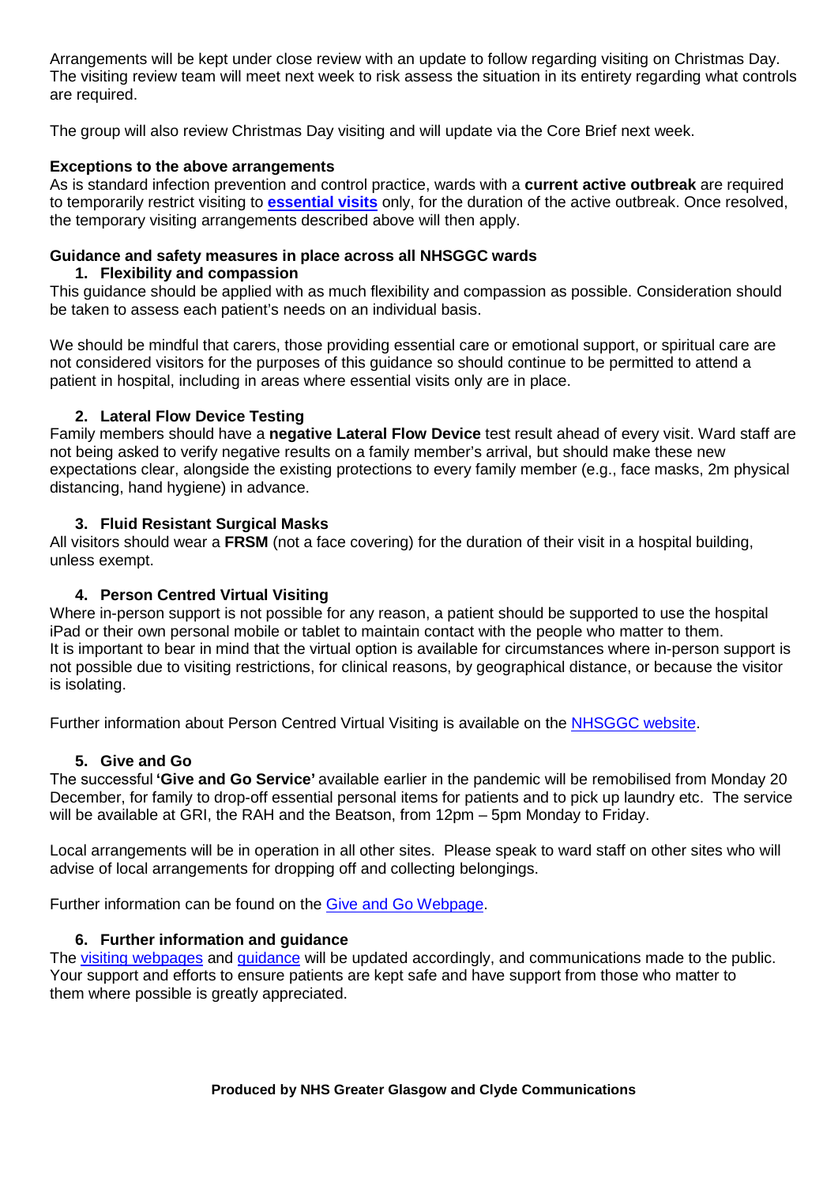Arrangements will be kept under close review with an update to follow regarding visiting on Christmas Day. The visiting review team will meet next week to risk assess the situation in its entirety regarding what controls are required.

The group will also review Christmas Day visiting and will update via the Core Brief next week.

**Exceptions to the above arrangements**

As is standard infection prevention and control practice, wards with a **current active outbreak** are required to temporarily restrict visiting to **essential visits** only, for the duration of the active outbreak. Once resolved, the temporary visiting arrangements described above will then apply.

**Guidance and safety measures in place across all NHSGGC wards**

**1. Flexibility and compassion**

This guidance should be applied with as much flexibility and compassion as possible. Consideration should be taken to assess each patient's needs on an individual basis.

We should be mindful that carers, those providing essential care or emotional support, or spiritual care are not considered visitors for the purposes of this guidance so should continue to be permitted to attend a patient in hospital, including in areas where essential visits only are in place.

**2. Lateral Flow Device Testing**

Family members should have a **negative Lateral Flow Device** test result ahead of every visit. Ward staff are not being asked to verify negative results on a family member's arrival, but should make these new expectations clear, alongside the existing protections to every family member (e.g., face masks, 2m physical distancing, hand hygiene) in advance.

**3. Fluid Resistant Surgical Masks**

All visitors should wear a **FRSM** (not a face covering) for the duration of their visit in a hospital building, unless exempt.

**4. Person Centred Virtual Visiting**

Where in-person support is not possible for any reason, a patient should be supported to use the hospital iPad or their own personal mobile or tablet to maintain contact with the people who matter to them. It is important to bear in mind that the virtual option is available for circumstances where in-person support is not possible due to visiting restrictions, for clinical reasons, by geographical distance, or because the visitor is isolating.

Further information about Person Centred Virtual Visiting is available on the NHSGGC website.

**5. Give and Go**

The successful **'Give and Go Service'** available earlier in the pandemic will be remobilised from Monday 20 December, for family to drop-off essential personal items for patients and to pick up laundry etc. The service will be available at GRI, the RAH and the Beatson, from 12pm – 5pm Monday to Friday.

Local arrangements will be in operation in all other sites. Please speak to ward staff on other sites who will advise of local arrangements for dropping off and collecting belongings.

Further information can be found on the Give and Go Webpage.

**6. Further information and guidance**

The visiting webpages and guidance will be updated accordingly, and communications made to the public. Your support and efforts to ensure patients are kept safe and have support from those who matter to them where possible is greatly appreciated.

**Produced by NHS Greater Glasgow and Clyde Communications**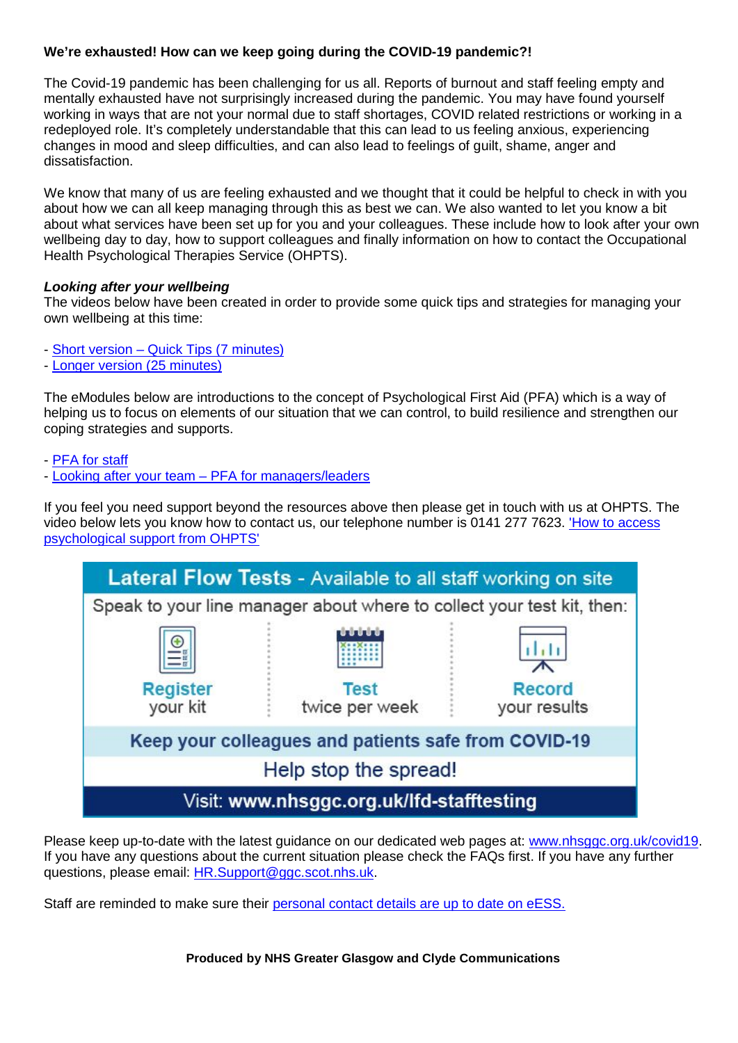**We're exhausted! How can we keep going during the COVID-19 pandemic?!**

The Covid-19 pandemic has been challenging for us all. Reports of burnout and staff feeling empty and mentally exhausted have not surprisingly increased during the pandemic. You may have found yourself working in ways that are not your normal due to staff shortages, COVID related restrictions or working in a redeployed role. It's completely understandable that this can lead to us feeling anxious, experiencing changes in mood and sleep difficulties, and can also lead to feelings of guilt, shame, anger and dissatisfaction.

We know that many of us are feeling exhausted and we thought that it could be helpful to check in with you about how we can all keep managing through this as best we can. We also wanted to let you know a bit about what services have been set up for you and your colleagues. These include how to look after your own wellbeing day to day, how to support colleagues and finally information on how to contact the Occupational Health Psychological Therapies Service (OHPTS).

***Looking after your wellbeing***

The videos below have been created in order to provide some quick tips and strategies for managing your own wellbeing at this time:

- Short version – Quick Tips (7 minutes)
- Longer version (25 minutes)

The eModules below are introductions to the concept of Psychological First Aid (PFA) which is a way of helping us to focus on elements of our situation that we can control, to build resilience and strengthen our coping strategies and supports.

- PFA for staff
- Looking after your team – PFA for managers/leaders

If you feel you need support beyond the resources above then please get in touch with us at OHPTS. The video below lets you know how to contact us, our telephone number is 0141 277 7623. 'How to access psychological support from OHPTS'

**Lateral Flow Tests** - Available to all staff working on site

Speak to your line manager about where to collect your test kit, then:

**Register** your kit

**Test** twice per week

**Record** your results

**Keep your colleagues and patients safe from COVID-19**

Help stop the spread!

Visit: **www.nhsggc.org.uk/lfd-stafftesting**

Please keep up-to-date with the latest guidance on our dedicated web pages at: www.nhsggc.org.uk/covid19. If you have any questions about the current situation please check the FAQs first. If you have any further questions, please email: HR.Support@ggc.scot.nhs.uk.

Staff are reminded to make sure their personal contact details are up to date on eESS.

**Produced by NHS Greater Glasgow and Clyde Communications**